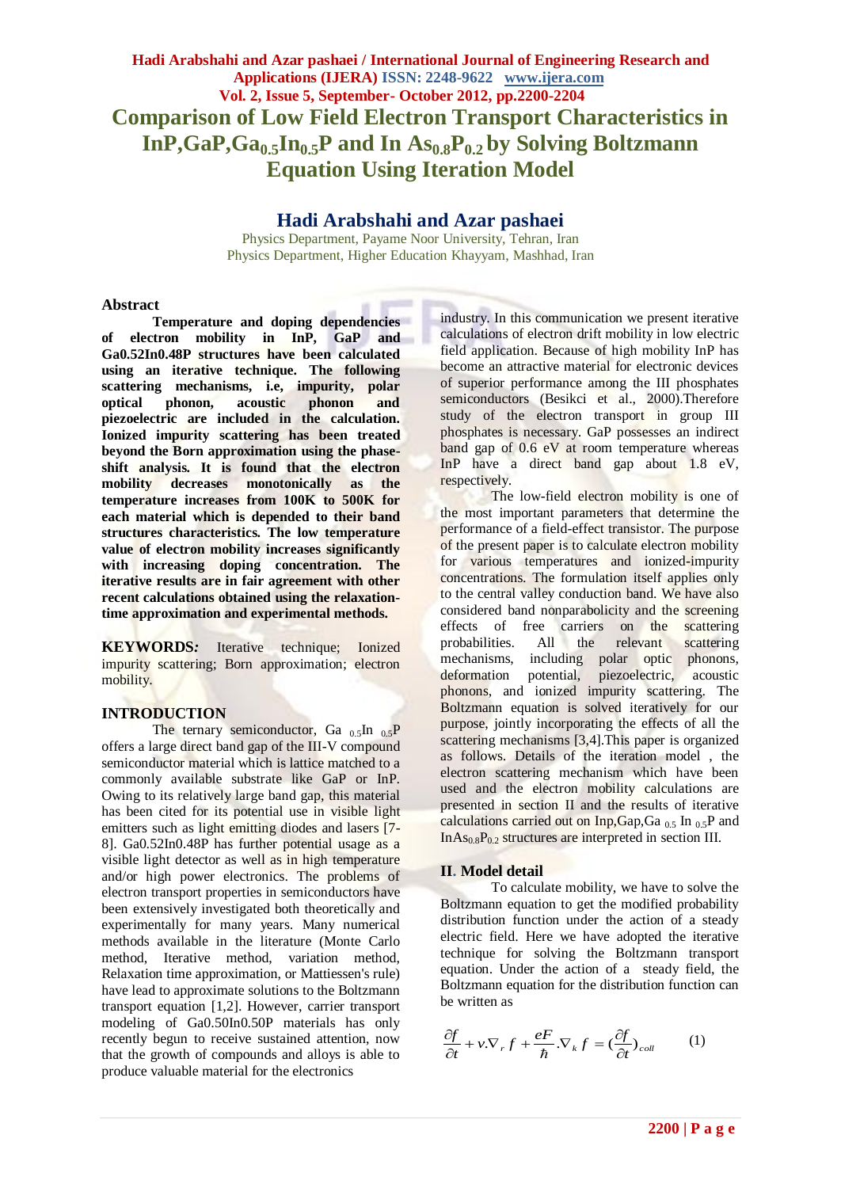# Comparison of Low Field Electron Transport Characteristics in InP,GaP,$Ga_{0.5}In_{0.5}P$ and In $As_{0.8}P_{0.2}$ by Solving Boltzmann Equation Using Iteration Model

## Hadi Arabshahi and Azar pashaei

Physics Department, Payame Noor University, Tehran, Iran
Physics Department, Higher Education Khayyam, Mashhad, Iran

### Abstract

**Temperature and doping dependencies of electron mobility in InP, GaP and Ga0.52In0.48P structures have been calculated using an iterative technique. The following scattering mechanisms, i.e, impurity, polar optical phonon, acoustic phonon and piezoelectric are included in the calculation. Ionized impurity scattering has been treated beyond the Born approximation using the phase-shift analysis. It is found that the electron mobility decreases monotonically as the temperature increases from 100K to 500K for each material which is depended to their band structures characteristics. The low temperature value of electron mobility increases significantly with increasing doping concentration. The iterative results are in fair agreement with other recent calculations obtained using the relaxation-time approximation and experimental methods.**

**KEYWORDS:** Iterative technique; Ionized impurity scattering; Born approximation; electron mobility.

### INTRODUCTION

The ternary semiconductor, Ga $_{0.5}$In $_{0.5}$P offers a large direct band gap of the III-V compound semiconductor material which is lattice matched to a commonly available substrate like GaP or InP. Owing to its relatively large band gap, this material has been cited for its potential use in visible light emitters such as light emitting diodes and lasers [7-8]. Ga0.52In0.48P has further potential usage as a visible light detector as well as in high temperature and/or high power electronics. The problems of electron transport properties in semiconductors have been extensively investigated both theoretically and experimentally for many years. Many numerical methods available in the literature (Monte Carlo method, Iterative method, variation method, Relaxation time approximation, or Mattiessen's rule) have lead to approximate solutions to the Boltzmann transport equation [1,2]. However, carrier transport modeling of Ga0.50In0.50P materials has only recently begun to receive sustained attention, now that the growth of compounds and alloys is able to produce valuable material for the electronics industry. In this communication we present iterative calculations of electron drift mobility in low electric field application. Because of high mobility InP has become an attractive material for electronic devices of superior performance among the III phosphates semiconductors (Besikci et al., 2000).Therefore study of the electron transport in group III phosphates is necessary. GaP possesses an indirect band gap of 0.6 eV at room temperature whereas InP have a direct band gap about 1.8 eV, respectively.

The low-field electron mobility is one of the most important parameters that determine the performance of a field-effect transistor. The purpose of the present paper is to calculate electron mobility for various temperatures and ionized-impurity concentrations. The formulation itself applies only to the central valley conduction band. We have also considered band nonparabolicity and the screening effects of free carriers on the scattering probabilities. All the relevant scattering mechanisms, including polar optic phonons, deformation potential, piezoelectric, acoustic phonons, and ionized impurity scattering. The Boltzmann equation is solved iteratively for our purpose, jointly incorporating the effects of all the scattering mechanisms [3,4].This paper is organized as follows. Details of the iteration model , the electron scattering mechanism which have been used and the electron mobility calculations are presented in section II and the results of iterative calculations carried out on Inp,Gap,Ga $_{0.5}$ In $_{0.5}$P and $InAs_{0.8}P_{0.2}$ structures are interpreted in section III.

### II. Model detail

To calculate mobility, we have to solve the Boltzmann equation to get the modified probability distribution function under the action of a steady electric field. Here we have adopted the iterative technique for solving the Boltzmann transport equation. Under the action of a steady field, the Boltzmann equation for the distribution function can be written as

$$\frac{\partial f}{\partial t} + v.\nabla_r f + \frac{eF}{\hbar}.\nabla_k f = (\frac{\partial f}{\partial t})_{coll} \qquad (1)$$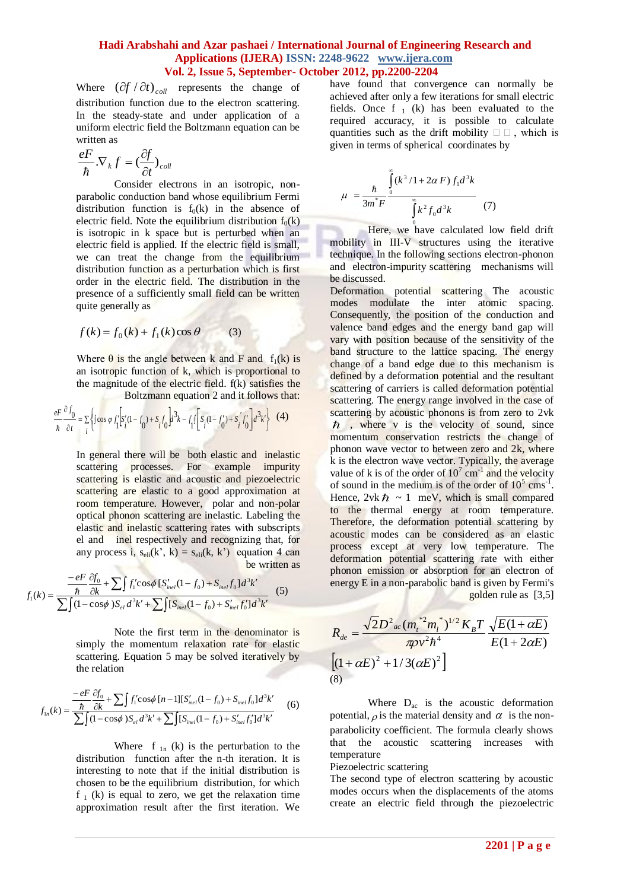Where $(\partial f / \partial t)_{coll}$ represents the change of distribution function due to the electron scattering. In the steady-state and under application of a uniform electric field the Boltzmann equation can be written as

$$\frac{eF}{\hbar}.\nabla_k f = (\frac{\partial f}{\partial t})_{coll}$$

Consider electrons in an isotropic, non-parabolic conduction band whose equilibrium Fermi distribution function is $f_0(k)$ in the absence of electric field. Note the equilibrium distribution $f_0(k)$ is isotropic in k space but is perturbed when an electric field is applied. If the electric field is small, we can treat the change from the equilibrium distribution function as a perturbation which is first order in the electric field. The distribution in the presence of a sufficiently small field can be written quite generally as

$$f(k) = f_0(k) + f_1(k)\cos\theta \qquad (3)$$

Where θ is the angle between k and F and $f_1(k)$ is an isotropic function of k, which is proportional to the magnitude of the electric field. f(k) satisfies the Boltzmann equation 2 and it follows that:

$$\frac{eF}{\hbar}\frac{\partial f_0}{\partial t} = \sum_i \left\{ \int \cos\varphi \, f_1' \left[ S_i'(1-f_0) + S_i f_0 \right] d^3k - f_1 \int \left[ S_i(1-f_0') + S_i' f_0' \right] d^3k \right\} \quad (4)$$

In general there will be both elastic and inelastic scattering processes. For example impurity scattering is elastic and acoustic and piezoelectric scattering are elastic to a good approximation at room temperature. However, polar and non-polar optical phonon scattering are inelastic. Labeling the elastic and inelastic scattering rates with subscripts el and inel respectively and recognizing that, for any process i, $s_{eli}(k', k) = s_{eli}(k, k')$ equation 4 can be written as

$$f_1(k) = \frac{\frac{-eF}{\hbar}\frac{\partial f_0}{\partial k} + \sum \int f_1' \cos\phi [S_{inel}'(1-f_0) + S_{inel} f_0] d^3k'}{\sum \int (1-\cos\phi) S_{el} d^3k' + \sum \int [S_{inel}(1-f_0) + S_{inel}' f_0'] d^3k'} \quad (5)$$

Note the first term in the denominator is simply the momentum relaxation rate for elastic scattering. Equation 5 may be solved iteratively by the relation

$$f_{1n}(k) = \frac{\frac{-eF}{\hbar}\frac{\partial f_0}{\partial k} + \sum \int f_1' \cos\phi [n-1] [S_{inel}'(1-f_0) + S_{inel} f_0] d^3k'}{\sum \int (1-\cos\phi) S_{el} d^3k' + \sum \int [S_{inel}(1-f_0) + S_{inel}' f_0'] d^3k'} \quad (6)$$

Where $f_{1n}(k)$ is the perturbation to the distribution function after the n-th iteration. It is interesting to note that if the initial distribution is chosen to be the equilibrium distribution, for which $f_1(k)$ is equal to zero, we get the relaxation time approximation result after the first iteration. We have found that convergence can normally be achieved after only a few iterations for small electric fields. Once $f_1(k)$ has been evaluated to the required accuracy, it is possible to calculate quantities such as the drift mobility □□, which is given in terms of spherical coordinates by

$$\mu = \frac{\hbar}{3m^* F} \frac{\int_0^\infty (k^3/1+2\alpha F) f_1 d^3k}{\int_0^\infty k^2 f_0 d^3k} \qquad (7)$$

Here, we have calculated low field drift mobility in III-V structures using the iterative technique. In the following sections electron-phonon and electron-impurity scattering mechanisms will be discussed.

Deformation potential scattering The acoustic modes modulate the inter atomic spacing. Consequently, the position of the conduction and valence band edges and the energy band gap will vary with position because of the sensitivity of the band structure to the lattice spacing. The energy change of a band edge due to this mechanism is defined by a deformation potential and the resultant scattering of carriers is called deformation potential scattering. The energy range involved in the case of scattering by acoustic phonons is from zero to $2vk\hbar$, where v is the velocity of sound, since momentum conservation restricts the change of phonon wave vector to between zero and 2k, where k is the electron wave vector. Typically, the average value of k is of the order of $10^7$ $cm^{-1}$ and the velocity of sound in the medium is of the order of $10^5$ $cms^{-1}$. Hence, $2vk\hbar \sim 1$ meV, which is small compared to the thermal energy at room temperature. Therefore, the deformation potential scattering by acoustic modes can be considered as an elastic process except at very low temperature. The deformation potential scattering rate with either phonon emission or absorption for an electron of energy E in a non-parabolic band is given by Fermi's golden rule as [3,5]

$$R_{de} = \frac{\sqrt{2} D_{ac}^2 (m_t^{*2} m_l^*)^{1/2} K_B T}{\pi \rho v^2 \hbar^4} \frac{\sqrt{E(1+\alpha E)}}{E(1+2\alpha E)} \left[ (1+\alpha E)^2 + 1/3(\alpha E)^2 \right] \quad (8)$$

Where $D_{ac}$ is the acoustic deformation potential, $\rho$ is the material density and $\alpha$ is the non-parabolicity coefficient. The formula clearly shows that the acoustic scattering increases with temperature

Piezoelectric scattering

The second type of electron scattering by acoustic modes occurs when the displacements of the atoms create an electric field through the piezoelectric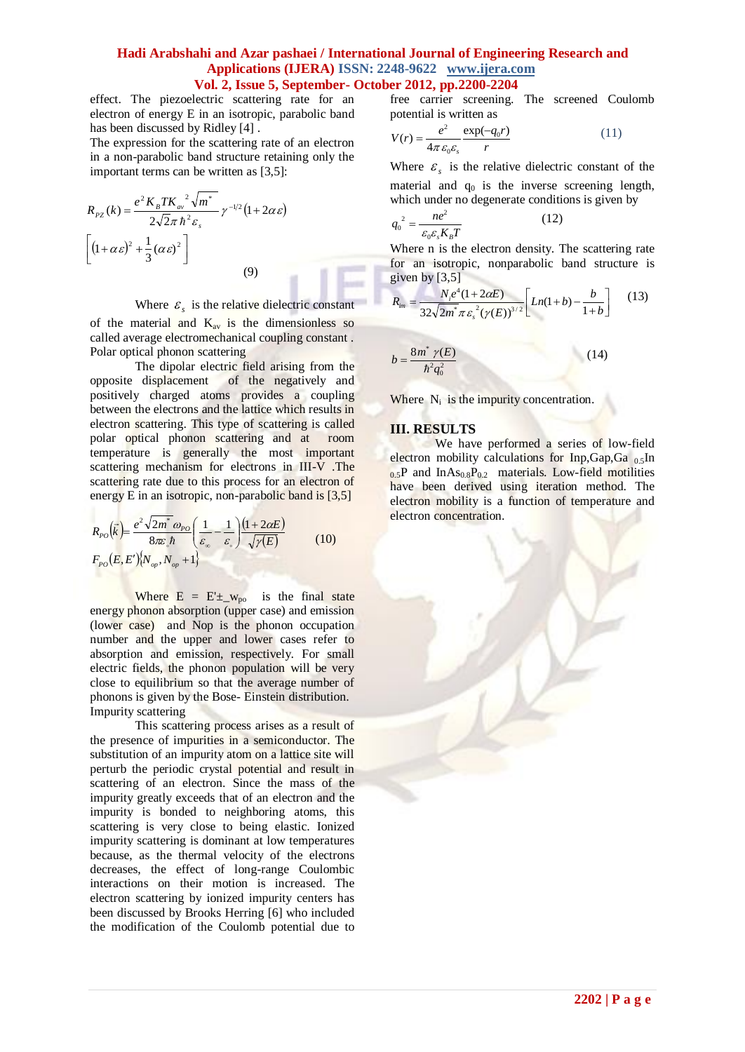effect. The piezoelectric scattering rate for an electron of energy E in an isotropic, parabolic band has been discussed by Ridley [4] .

The expression for the scattering rate of an electron in a non-parabolic band structure retaining only the important terms can be written as [3,5]:

$$R_{PZ}(k) = \frac{e^2 K_B T K_{av}^{\ 2} \sqrt{m^*}}{2\sqrt{2}\pi \hbar^2 \varepsilon_s} \gamma^{-1/2} (1 + 2\alpha\varepsilon) \left[(1+\alpha\varepsilon)^2 + \frac{1}{3}(\alpha\varepsilon)^2\right] \quad (9)$$

Where $\varepsilon_s$ is the relative dielectric constant of the material and $K_{av}$ is the dimensionless so called average electromechanical coupling constant .

Polar optical phonon scattering

The dipolar electric field arising from the opposite displacement of the negatively and positively charged atoms provides a coupling between the electrons and the lattice which results in electron scattering. This type of scattering is called polar optical phonon scattering and at room temperature is generally the most important scattering mechanism for electrons in III-V .The scattering rate due to this process for an electron of energy E in an isotropic, non-parabolic band is [3,5]

$$R_{PO}(\vec{k}) = \frac{e^2 \sqrt{2m^*}\, \omega_{PO}}{8\pi\varepsilon_0 \hbar} \left(\frac{1}{\varepsilon_\infty} - \frac{1}{\varepsilon_s}\right) \frac{(1+2\alpha E)}{\sqrt{\gamma(E)}} F_{PO}(E, E')\{N_{op}, N_{op}+1\} \quad (10)$$

Where $E = E' \pm w_{po}$ is the final state energy phonon absorption (upper case) and emission (lower case) and Nop is the phonon occupation number and the upper and lower cases refer to absorption and emission, respectively. For small electric fields, the phonon population will be very close to equilibrium so that the average number of phonons is given by the Bose- Einstein distribution.

Impurity scattering

This scattering process arises as a result of the presence of impurities in a semiconductor. The substitution of an impurity atom on a lattice site will perturb the periodic crystal potential and result in scattering of an electron. Since the mass of the impurity greatly exceeds that of an electron and the impurity is bonded to neighboring atoms, this scattering is very close to being elastic. Ionized impurity scattering is dominant at low temperatures because, as the thermal velocity of the electrons decreases, the effect of long-range Coulombic interactions on their motion is increased. The electron scattering by ionized impurity centers has been discussed by Brooks Herring [6] who included the modification of the Coulomb potential due to free carrier screening. The screened Coulomb potential is written as

$$V(r) = \frac{e^2}{4\pi\varepsilon_0\varepsilon_s} \frac{\exp(-q_0 r)}{r} \quad (11)$$

Where $\varepsilon_s$ is the relative dielectric constant of the material and $q_0$ is the inverse screening length, which under no degenerate conditions is given by

$$q_0^{\ 2} = \frac{ne^2}{\varepsilon_0 \varepsilon_s K_B T} \quad (12)$$

Where n is the electron density. The scattering rate for an isotropic, nonparabolic band structure is given by [3,5]

$$R_{im} = \frac{N_i e^4 (1+2\alpha E)}{32\sqrt{2m^*}\,\pi \varepsilon_s^{\ 2} (\gamma(E))^{3/2}} \left[Ln(1+b) - \frac{b}{1+b}\right] \quad (13)$$

$$b = \frac{8m^* \gamma(E)}{\hbar^2 q_0^2} \quad (14)$$

Where $N_i$ is the impurity concentration.

## III. RESULTS

We have performed a series of low-field electron mobility calculations for Inp,Gap,$Ga_{0.5}In_{0.5}P$ and $InAs_{0.8}P_{0.2}$ materials. Low-field motilities have been derived using iteration method. The electron mobility is a function of temperature and electron concentration.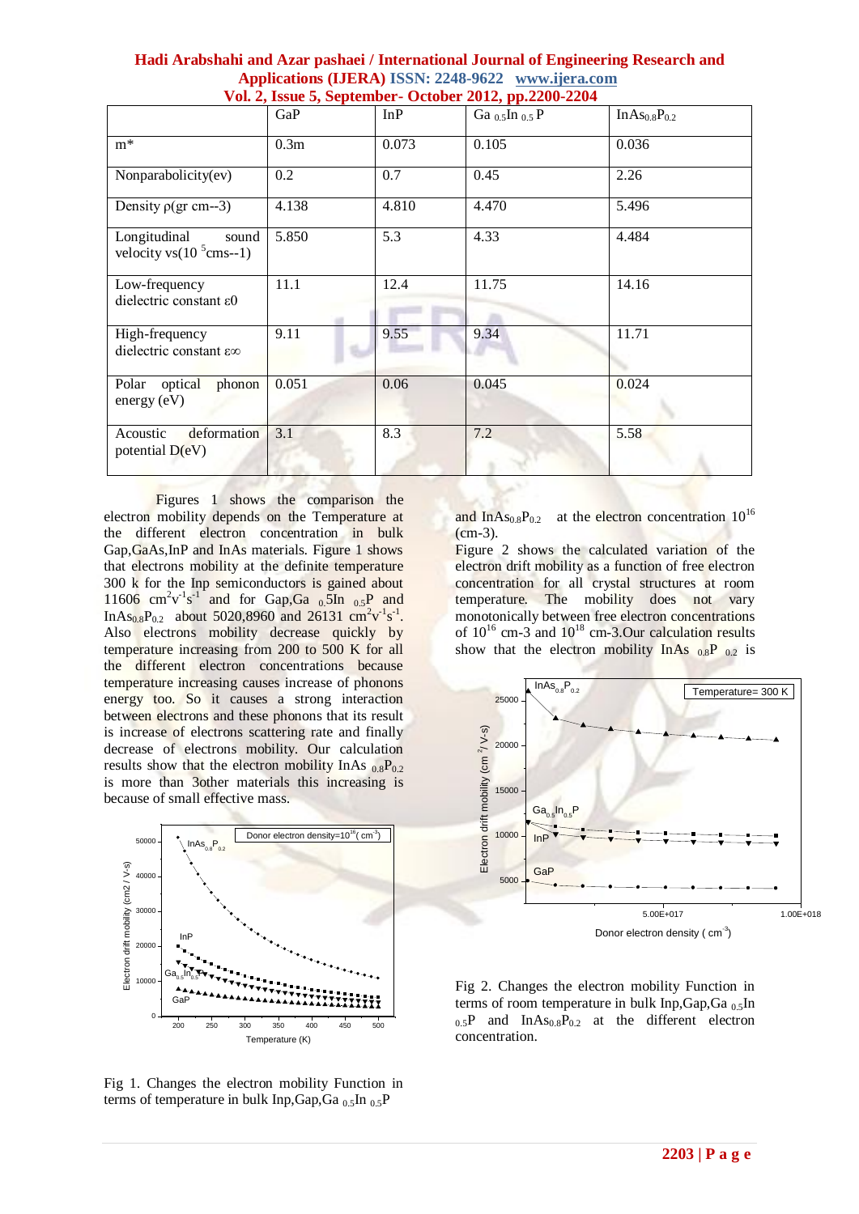| | GaP | InP | $Ga_{0.5}In_{0.5}P$ | $InAs_{0.8}P_{0.2}$ |
|---|---|---|---|---|
| m* | 0.3m | 0.073 | 0.105 | 0.036 |
| Nonparabolicity(ev) | 0.2 | 0.7 | 0.45 | 2.26 |
| Density ρ(gr cm--3) | 4.138 | 4.810 | 4.470 | 5.496 |
| Longitudinal sound velocity vs($10^5$cms--1) | 5.850 | 5.3 | 4.33 | 4.484 |
| Low-frequency dielectric constant ε0 | 11.1 | 12.4 | 11.75 | 14.16 |
| High-frequency dielectric constant ε∞ | 9.11 | 9.55 | 9.34 | 11.71 |
| Polar optical phonon energy (eV) | 0.051 | 0.06 | 0.045 | 0.024 |
| Acoustic deformation potential D(eV) | 3.1 | 8.3 | 7.2 | 5.58 |

Figures 1 shows the comparison the electron mobility depends on the Temperature at the different electron concentration in bulk Gap,GaAs,InP and InAs materials. Figure 1 shows that electrons mobility at the definite temperature 300 k for the Inp semiconductors is gained about 11606 $cm^2v^{-1}s^{-1}$ and for Gap,$Ga_{0.5}In_{0.5}P$ and $InAs_{0.8}P_{0.2}$ about 5020,8960 and 26131 $cm^2v^{-1}s^{-1}$. Also electrons mobility decrease quickly by temperature increasing from 200 to 500 K for all the different electron concentrations because temperature increasing causes increase of phonons energy too. So it causes a strong interaction between electrons and these phonons that its result is increase of electrons scattering rate and finally decrease of electrons mobility. Our calculation results show that the electron mobility $InAs_{0.8}P_{0.2}$ is more than 3other materials this increasing is because of small effective mass.

Fig 1. Changes the electron mobility Function in terms of temperature in bulk Inp,Gap,$Ga_{0.5}In_{0.5}P$ and $InAs_{0.8}P_{0.2}$ at the electron concentration $10^{16}$ (cm-3).

Figure 2 shows the calculated variation of the electron drift mobility as a function of free electron concentration for all crystal structures at room temperature. The mobility does not vary monotonically between free electron concentrations of $10^{16}$ cm-3 and $10^{18}$ cm-3.Our calculation results show that the electron mobility $InAs_{0.8}P_{0.2}$ is

Fig 2. Changes the electron mobility Function in terms of room temperature in bulk Inp,Gap,$Ga_{0.5}In_{0.5}P$ and $InAs_{0.8}P_{0.2}$ at the different electron concentration.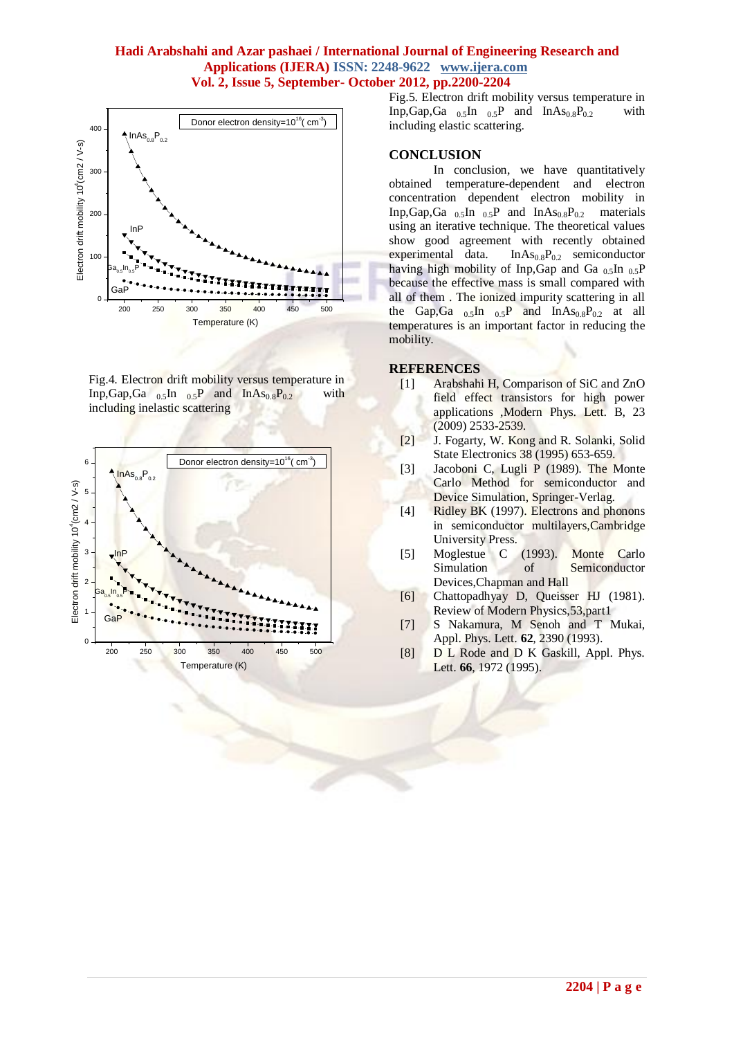Donor electron density=$10^{16}$( $cm^{-3}$)

$InAs_{0.8}P_{0.2}$

InP

$Ga_{0.5}In_{0.5}P$

GaP

Electron drift mobility $10^4$(cm2 / V-s)

400
300
200
100
0

200 250 300 350 400 450 500

Temperature (K)

Fig.4. Electron drift mobility versus temperature in Inp,Gap,Ga $_{0.5}$In $_{0.5}$P and $InAs_{0.8}P_{0.2}$ with including inelastic scattering

Donor electron density=$10^{16}$( $cm^{-3}$)

$InAs_{0.8}P_{0.2}$

InP

$Ga_{0.5}In_{0.5}P$

GaP

Electron drift mobility $10^4$(cm2 / V-s)

6
5
4
3
2
1
0

200 250 300 350 400 450 500

Temperature (K)

Fig.5. Electron drift mobility versus temperature in Inp,Gap,Ga $_{0.5}$In $_{0.5}$P and $InAs_{0.8}P_{0.2}$ with including elastic scattering.

## CONCLUSION

In conclusion, we have quantitatively obtained temperature-dependent and electron concentration dependent electron mobility in Inp,Gap,Ga $_{0.5}$In $_{0.5}$P and $InAs_{0.8}P_{0.2}$ materials using an iterative technique. The theoretical values show good agreement with recently obtained experimental data. $InAs_{0.8}P_{0.2}$ semiconductor having high mobility of Inp,Gap and Ga $_{0.5}$In $_{0.5}$P because the effective mass is small compared with all of them . The ionized impurity scattering in all the Gap,Ga $_{0.5}$In $_{0.5}$P and $InAs_{0.8}P_{0.2}$ at all temperatures is an important factor in reducing the mobility.

## REFERENCES

[1] Arabshahi H, Comparison of SiC and ZnO field effect transistors for high power applications ,Modern Phys. Lett. B, 23 (2009) 2533-2539.

[2] J. Fogarty, W. Kong and R. Solanki, Solid State Electronics 38 (1995) 653-659.

[3] Jacoboni C, Lugli P (1989). The Monte Carlo Method for semiconductor and Device Simulation, Springer-Verlag.

[4] Ridley BK (1997). Electrons and phonons in semiconductor multilayers,Cambridge University Press.

[5] Moglestue C (1993). Monte Carlo Simulation of Semiconductor Devices,Chapman and Hall

[6] Chattopadhyay D, Queisser HJ (1981). Review of Modern Physics,53,part1

[7] S Nakamura, M Senoh and T Mukai, Appl. Phys. Lett. **62**, 2390 (1993).

[8] D L Rode and D K Gaskill, Appl. Phys. Lett. **66**, 1972 (1995).